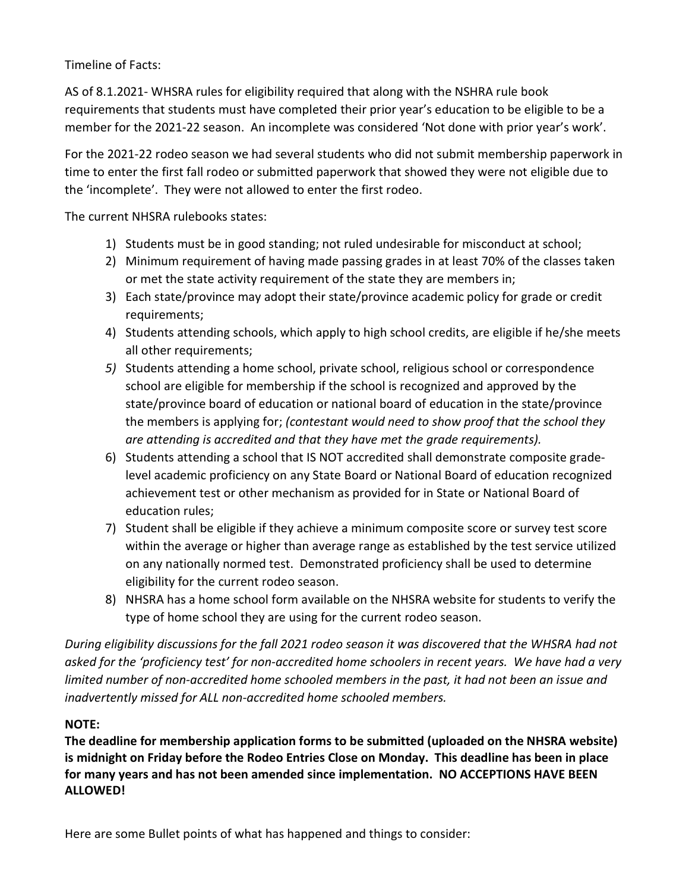Timeline of Facts:

AS of 8.1.2021- WHSRA rules for eligibility required that along with the NSHRA rule book requirements that students must have completed their prior year's education to be eligible to be a member for the 2021-22 season. An incomplete was considered 'Not done with prior year's work'.

For the 2021-22 rodeo season we had several students who did not submit membership paperwork in time to enter the first fall rodeo or submitted paperwork that showed they were not eligible due to the 'incomplete'. They were not allowed to enter the first rodeo.

The current NHSRA rulebooks states:

1) Students must be in good standing; not ruled undesirable for misconduct at school;
2) Minimum requirement of having made passing grades in at least 70% of the classes taken or met the state activity requirement of the state they are members in;
3) Each state/province may adopt their state/province academic policy for grade or credit requirements;
4) Students attending schools, which apply to high school credits, are eligible if he/she meets all other requirements;
5) Students attending a home school, private school, religious school or correspondence school are eligible for membership if the school is recognized and approved by the state/province board of education or national board of education in the state/province the members is applying for; *(contestant would need to show proof that the school they are attending is accredited and that they have met the grade requirements).*
6) Students attending a school that IS NOT accredited shall demonstrate composite grade-level academic proficiency on any State Board or National Board of education recognized achievement test or other mechanism as provided for in State or National Board of education rules;
7) Student shall be eligible if they achieve a minimum composite score or survey test score within the average or higher than average range as established by the test service utilized on any nationally normed test. Demonstrated proficiency shall be used to determine eligibility for the current rodeo season.
8) NHSRA has a home school form available on the NHSRA website for students to verify the type of home school they are using for the current rodeo season.

*During eligibility discussions for the fall 2021 rodeo season it was discovered that the WHSRA had not asked for the 'proficiency test' for non-accredited home schoolers in recent years. We have had a very limited number of non-accredited home schooled members in the past, it had not been an issue and inadvertently missed for ALL non-accredited home schooled members.*

**NOTE:**

**The deadline for membership application forms to be submitted (uploaded on the NHSRA website) is midnight on Friday before the Rodeo Entries Close on Monday. This deadline has been in place for many years and has not been amended since implementation. NO ACCEPTIONS HAVE BEEN ALLOWED!**

Here are some Bullet points of what has happened and things to consider: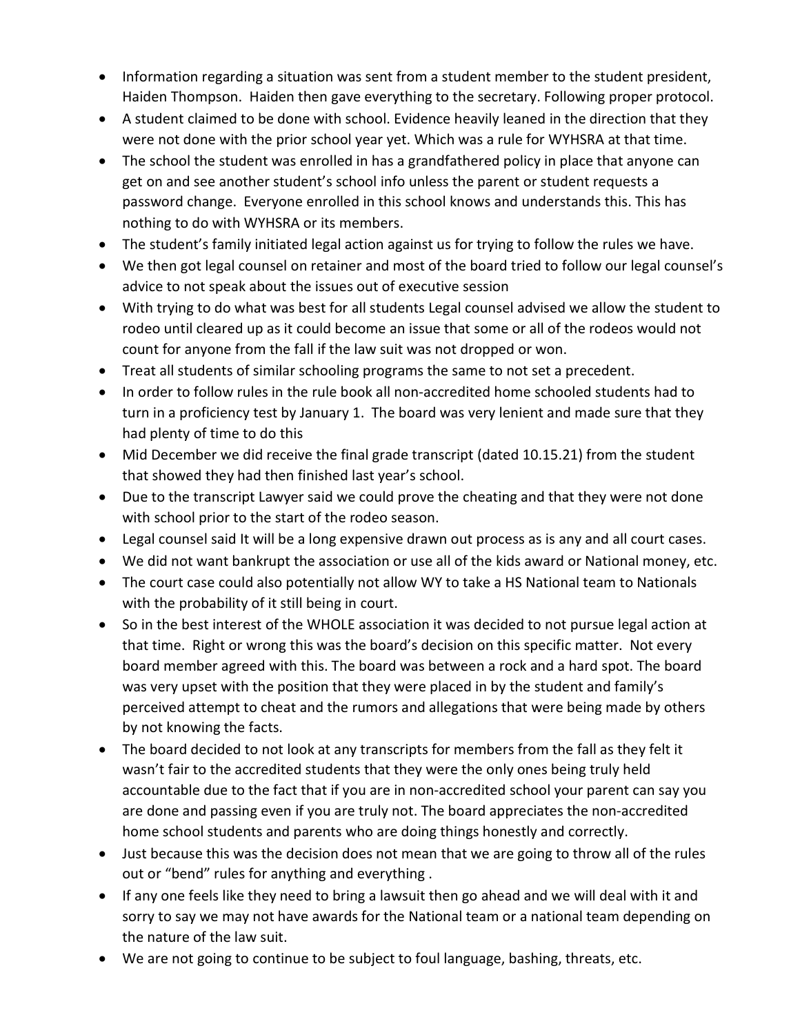- Information regarding a situation was sent from a student member to the student president, Haiden Thompson. Haiden then gave everything to the secretary. Following proper protocol.
- A student claimed to be done with school. Evidence heavily leaned in the direction that they were not done with the prior school year yet. Which was a rule for WYHSRA at that time.
- The school the student was enrolled in has a grandfathered policy in place that anyone can get on and see another student's school info unless the parent or student requests a password change. Everyone enrolled in this school knows and understands this. This has nothing to do with WYHSRA or its members.
- The student's family initiated legal action against us for trying to follow the rules we have.
- We then got legal counsel on retainer and most of the board tried to follow our legal counsel's advice to not speak about the issues out of executive session
- With trying to do what was best for all students Legal counsel advised we allow the student to rodeo until cleared up as it could become an issue that some or all of the rodeos would not count for anyone from the fall if the law suit was not dropped or won.
- Treat all students of similar schooling programs the same to not set a precedent.
- In order to follow rules in the rule book all non-accredited home schooled students had to turn in a proficiency test by January 1. The board was very lenient and made sure that they had plenty of time to do this
- Mid December we did receive the final grade transcript (dated 10.15.21) from the student that showed they had then finished last year's school.
- Due to the transcript Lawyer said we could prove the cheating and that they were not done with school prior to the start of the rodeo season.
- Legal counsel said It will be a long expensive drawn out process as is any and all court cases.
- We did not want bankrupt the association or use all of the kids award or National money, etc.
- The court case could also potentially not allow WY to take a HS National team to Nationals with the probability of it still being in court.
- So in the best interest of the WHOLE association it was decided to not pursue legal action at that time. Right or wrong this was the board's decision on this specific matter. Not every board member agreed with this. The board was between a rock and a hard spot. The board was very upset with the position that they were placed in by the student and family's perceived attempt to cheat and the rumors and allegations that were being made by others by not knowing the facts.
- The board decided to not look at any transcripts for members from the fall as they felt it wasn't fair to the accredited students that they were the only ones being truly held accountable due to the fact that if you are in non-accredited school your parent can say you are done and passing even if you are truly not. The board appreciates the non-accredited home school students and parents who are doing things honestly and correctly.
- Just because this was the decision does not mean that we are going to throw all of the rules out or "bend" rules for anything and everything .
- If any one feels like they need to bring a lawsuit then go ahead and we will deal with it and sorry to say we may not have awards for the National team or a national team depending on the nature of the law suit.
- We are not going to continue to be subject to foul language, bashing, threats, etc.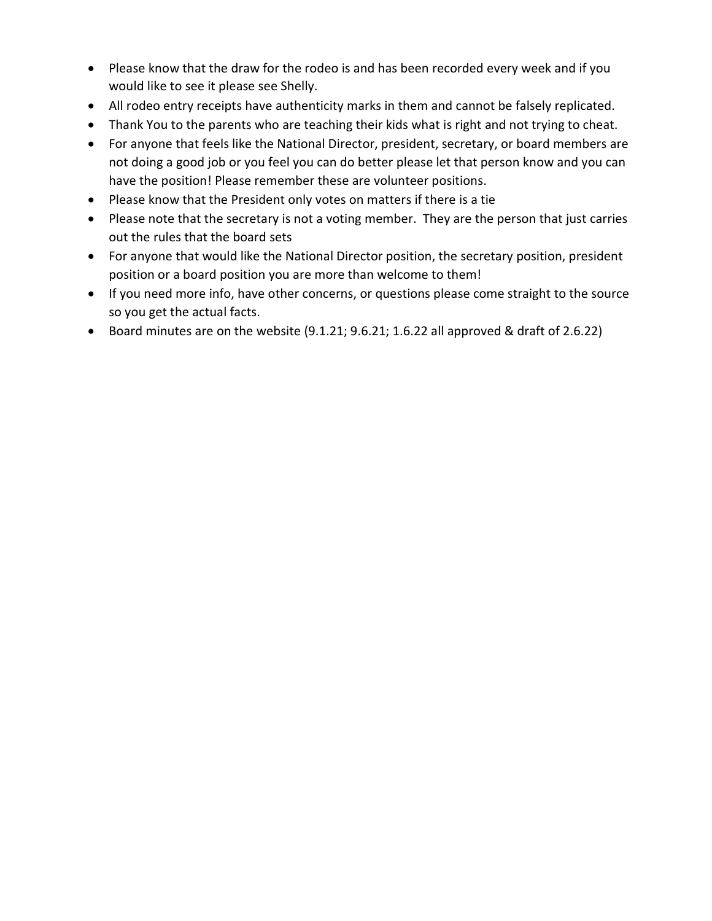- Please know that the draw for the rodeo is and has been recorded every week and if you would like to see it please see Shelly.
- All rodeo entry receipts have authenticity marks in them and cannot be falsely replicated.
- Thank You to the parents who are teaching their kids what is right and not trying to cheat.
- For anyone that feels like the National Director, president, secretary, or board members are not doing a good job or you feel you can do better please let that person know and you can have the position! Please remember these are volunteer positions.
- Please know that the President only votes on matters if there is a tie
- Please note that the secretary is not a voting member. They are the person that just carries out the rules that the board sets
- For anyone that would like the National Director position, the secretary position, president position or a board position you are more than welcome to them!
- If you need more info, have other concerns, or questions please come straight to the source so you get the actual facts.
- Board minutes are on the website (9.1.21; 9.6.21; 1.6.22 all approved & draft of 2.6.22)